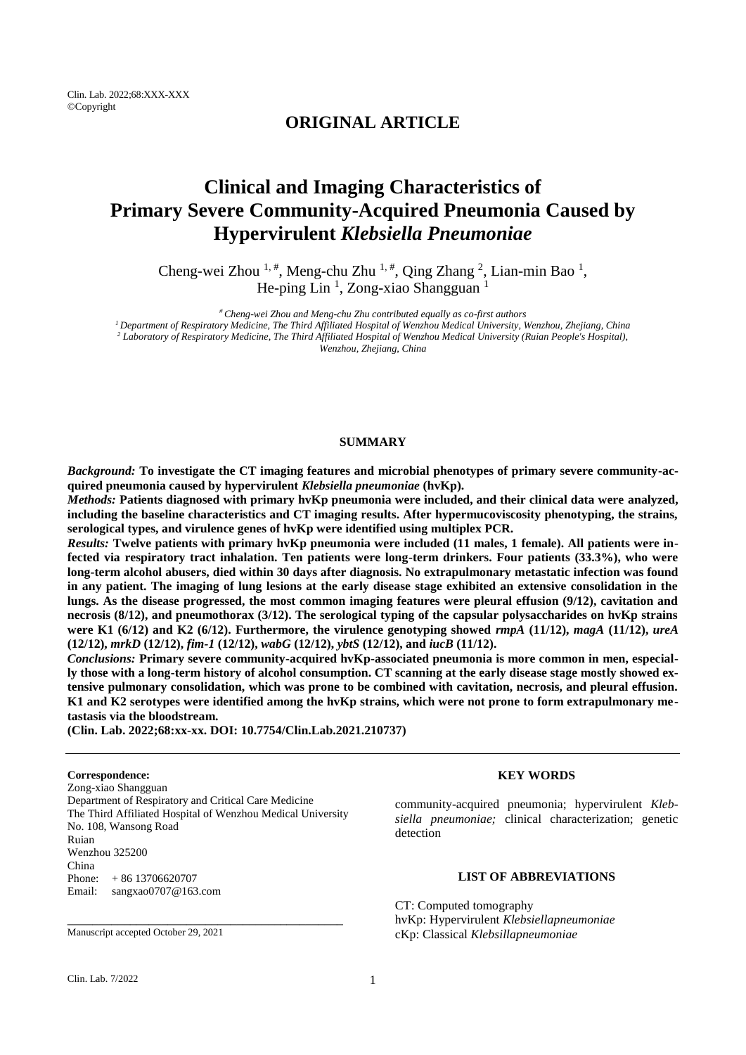## ORIGINAL ARTICLE

# Clinical and Imaging Characteristics of Primary Severe Community-Acquired Pneumonia Caused by Hypervirulent *Klebsiella Pneumoniae*

Cheng-wei Zhou [1, #], Meng-chu Zhu [1, #], Qing Zhang [2], Lian-min Bao [1], He-ping Lin [1], Zong-xiao Shangguan [1]

*[#] Cheng-wei Zhou and Meng-chu Zhu contributed equally as co-first authors*
*[1] Department of Respiratory Medicine, The Third Affiliated Hospital of Wenzhou Medical University, Wenzhou, Zhejiang, China*
*[2] Laboratory of Respiratory Medicine, The Third Affiliated Hospital of Wenzhou Medical University (Ruian People's Hospital), Wenzhou, Zhejiang, China*

### SUMMARY

***Background:*** **To investigate the CT imaging features and microbial phenotypes of primary severe community-acquired pneumonia caused by hypervirulent *Klebsiella pneumoniae* (hvKp).**
***Methods:*** **Patients diagnosed with primary hvKp pneumonia were included, and their clinical data were analyzed, including the baseline characteristics and CT imaging results. After hypermucoviscosity phenotyping, the strains, serological types, and virulence genes of hvKp were identified using multiplex PCR.**
***Results:*** **Twelve patients with primary hvKp pneumonia were included (11 males, 1 female). All patients were infected via respiratory tract inhalation. Ten patients were long-term drinkers. Four patients (33.3%), who were long-term alcohol abusers, died within 30 days after diagnosis. No extrapulmonary metastatic infection was found in any patient. The imaging of lung lesions at the early disease stage exhibited an extensive consolidation in the lungs. As the disease progressed, the most common imaging features were pleural effusion (9/12), cavitation and necrosis (8/12), and pneumothorax (3/12). The serological typing of the capsular polysaccharides on hvKp strains were K1 (6/12) and K2 (6/12). Furthermore, the virulence genotyping showed *rmpA* (11/12), *magA* (11/12), *ureA* (12/12), *mrkD* (12/12), *fim-1* (12/12), *wabG* (12/12), *ybtS* (12/12), and *iucB* (11/12).**
***Conclusions:*** **Primary severe community-acquired hvKp-associated pneumonia is more common in men, especially those with a long-term history of alcohol consumption. CT scanning at the early disease stage mostly showed extensive pulmonary consolidation, which was prone to be combined with cavitation, necrosis, and pleural effusion. K1 and K2 serotypes were identified among the hvKp strains, which were not prone to form extrapulmonary metastasis via the bloodstream.**
**(Clin. Lab. 2022;68:xx-xx. DOI: 10.7754/Clin.Lab.2021.210737)**

**Correspondence:**
Zong-xiao Shangguan
Department of Respiratory and Critical Care Medicine
The Third Affiliated Hospital of Wenzhou Medical University
No. 108, Wansong Road
Ruian
Wenzhou 325200
China
Phone: + 86 13706620707
Email: sangxao0707@163.com

Manuscript accepted October 29, 2021

### KEY WORDS

community-acquired pneumonia; hypervirulent *Klebsiella pneumoniae;* clinical characterization; genetic detection

### LIST OF ABBREVIATIONS

CT: Computed tomography
hvKp: Hypervirulent *Klebsiellapneumoniae*
cKp: Classical *Klebsillapneumoniae*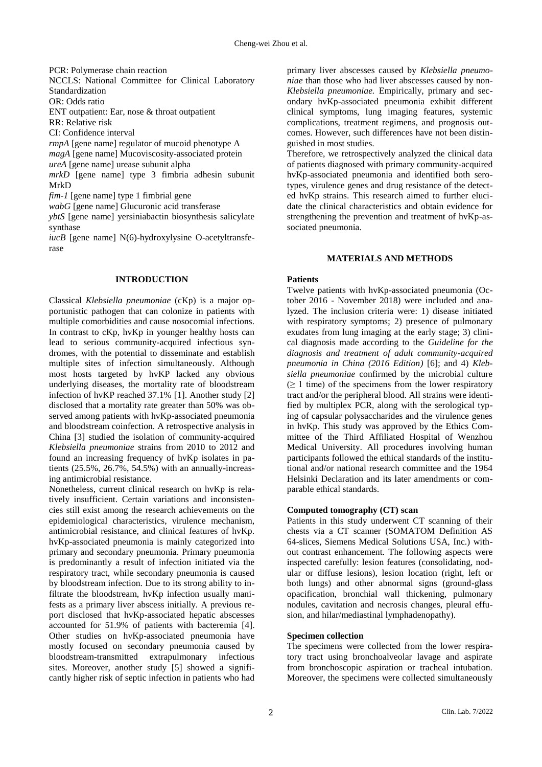PCR: Polymerase chain reaction
NCCLS: National Committee for Clinical Laboratory Standardization
OR: Odds ratio
ENT outpatient: Ear, nose & throat outpatient
RR: Relative risk
CI: Confidence interval
*rmpA* [gene name] regulator of mucoid phenotype A
*magA* [gene name] Mucoviscosity-associated protein
*ureA* [gene name] urease subunit alpha
*mrkD* [gene name] type 3 fimbria adhesin subunit MrkD
*fim-1* [gene name] type 1 fimbrial gene
*wabG* [gene name] Glucuronic acid transferase
*ybtS* [gene name] yersiniabactin biosynthesis salicylate synthase
*iucB* [gene name] N(6)-hydroxylysine O-acetyltransferase

## INTRODUCTION

Classical *Klebsiella pneumoniae* (cKp) is a major opportunistic pathogen that can colonize in patients with multiple comorbidities and cause nosocomial infections. In contrast to cKp, hvKp in younger healthy hosts can lead to serious community-acquired infectious syndromes, with the potential to disseminate and establish multiple sites of infection simultaneously. Although most hosts targeted by hvKP lacked any obvious underlying diseases, the mortality rate of bloodstream infection of hvKP reached 37.1% [1]. Another study [2] disclosed that a mortality rate greater than 50% was observed among patients with hvKp-associated pneumonia and bloodstream coinfection. A retrospective analysis in China [3] studied the isolation of community-acquired *Klebsiella pneumoniae* strains from 2010 to 2012 and found an increasing frequency of hvKp isolates in patients (25.5%, 26.7%, 54.5%) with an annually-increasing antimicrobial resistance.

Nonetheless, current clinical research on hvKp is relatively insufficient. Certain variations and inconsistencies still exist among the research achievements on the epidemiological characteristics, virulence mechanism, antimicrobial resistance, and clinical features of hvKp. hvKp-associated pneumonia is mainly categorized into primary and secondary pneumonia. Primary pneumonia is predominantly a result of infection initiated via the respiratory tract, while secondary pneumonia is caused by bloodstream infection. Due to its strong ability to infiltrate the bloodstream, hvKp infection usually manifests as a primary liver abscess initially. A previous report disclosed that hvKp-associated hepatic abscesses accounted for 51.9% of patients with bacteremia [4]. Other studies on hvKp-associated pneumonia have mostly focused on secondary pneumonia caused by bloodstream-transmitted extrapulmonary infectious sites. Moreover, another study [5] showed a significantly higher risk of septic infection in patients who had primary liver abscesses caused by *Klebsiella pneumoniae* than those who had liver abscesses caused by non-*Klebsiella pneumoniae.* Empirically, primary and secondary hvKp-associated pneumonia exhibit different clinical symptoms, lung imaging features, systemic complications, treatment regimens, and prognosis outcomes. However, such differences have not been distinguished in most studies.

Therefore, we retrospectively analyzed the clinical data of patients diagnosed with primary community-acquired hvKp-associated pneumonia and identified both serotypes, virulence genes and drug resistance of the detected hvKp strains. This research aimed to further elucidate the clinical characteristics and obtain evidence for strengthening the prevention and treatment of hvKp-associated pneumonia.

## MATERIALS AND METHODS

### Patients

Twelve patients with hvKp-associated pneumonia (October 2016 - November 2018) were included and analyzed. The inclusion criteria were: 1) disease initiated with respiratory symptoms; 2) presence of pulmonary exudates from lung imaging at the early stage; 3) clinical diagnosis made according to the *Guideline for the diagnosis and treatment of adult community-acquired pneumonia in China (2016 Edition)* [6]; and 4) *Klebsiella pneumoniae* confirmed by the microbial culture ($\geq$ 1 time) of the specimens from the lower respiratory tract and/or the peripheral blood. All strains were identified by multiplex PCR, along with the serological typing of capsular polysaccharides and the virulence genes in hvKp. This study was approved by the Ethics Committee of the Third Affiliated Hospital of Wenzhou Medical University. All procedures involving human participants followed the ethical standards of the institutional and/or national research committee and the 1964 Helsinki Declaration and its later amendments or comparable ethical standards.

### Computed tomography (CT) scan

Patients in this study underwent CT scanning of their chests via a CT scanner (SOMATOM Definition AS 64-slices, Siemens Medical Solutions USA, Inc.) without contrast enhancement. The following aspects were inspected carefully: lesion features (consolidating, nodular or diffuse lesions), lesion location (right, left or both lungs) and other abnormal signs (ground-glass opacification, bronchial wall thickening, pulmonary nodules, cavitation and necrosis changes, pleural effusion, and hilar/mediastinal lymphadenopathy).

### Specimen collection

The specimens were collected from the lower respiratory tract using bronchoalveolar lavage and aspirate from bronchoscopic aspiration or tracheal intubation. Moreover, the specimens were collected simultaneously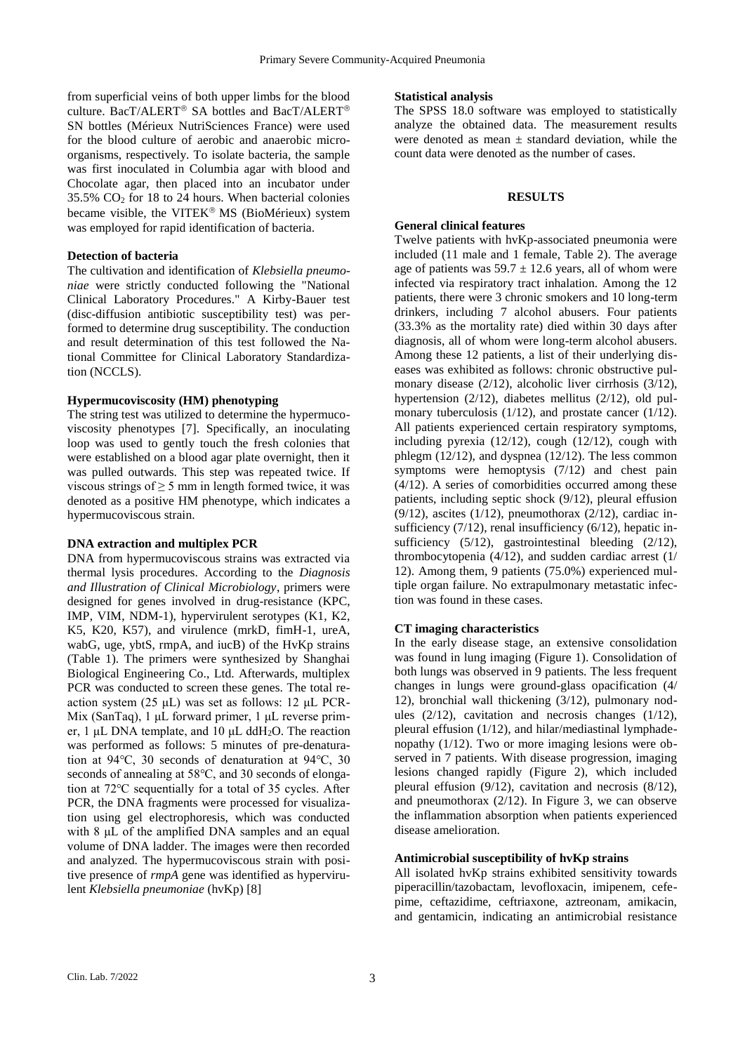from superficial veins of both upper limbs for the blood culture. BacT/ALERT® SA bottles and BacT/ALERT® SN bottles (Mérieux NutriSciences France) were used for the blood culture of aerobic and anaerobic microorganisms, respectively. To isolate bacteria, the sample was first inoculated in Columbia agar with blood and Chocolate agar, then placed into an incubator under 35.5% $CO_2$ for 18 to 24 hours. When bacterial colonies became visible, the VITEK® MS (BioMérieux) system was employed for rapid identification of bacteria.

### Detection of bacteria

The cultivation and identification of *Klebsiella pneumoniae* were strictly conducted following the "National Clinical Laboratory Procedures." A Kirby-Bauer test (disc-diffusion antibiotic susceptibility test) was performed to determine drug susceptibility. The conduction and result determination of this test followed the National Committee for Clinical Laboratory Standardization (NCCLS).

### Hypermucoviscosity (HM) phenotyping

The string test was utilized to determine the hypermucoviscosity phenotypes [7]. Specifically, an inoculating loop was used to gently touch the fresh colonies that were established on a blood agar plate overnight, then it was pulled outwards. This step was repeated twice. If viscous strings of ≥ 5 mm in length formed twice, it was denoted as a positive HM phenotype, which indicates a hypermucoviscous strain.

### DNA extraction and multiplex PCR

DNA from hypermucoviscous strains was extracted via thermal lysis procedures. According to the *Diagnosis and Illustration of Clinical Microbiology*, primers were designed for genes involved in drug-resistance (KPC, IMP, VIM, NDM-1), hypervirulent serotypes (K1, K2, K5, K20, K57), and virulence (mrkD, fimH-1, ureA, wabG, uge, ybtS, rmpA, and iucB) of the HvKp strains (Table 1). The primers were synthesized by Shanghai Biological Engineering Co., Ltd. Afterwards, multiplex PCR was conducted to screen these genes. The total reaction system (25 µL) was set as follows: 12 µL PCR-Mix (SanTaq), 1 µL forward primer, 1 µL reverse primer, 1 µL DNA template, and 10 µL $ddH_2O$. The reaction was performed as follows: 5 minutes of pre-denaturation at 94°C, 30 seconds of denaturation at 94°C, 30 seconds of annealing at 58°C, and 30 seconds of elongation at 72°C sequentially for a total of 35 cycles. After PCR, the DNA fragments were processed for visualization using gel electrophoresis, which was conducted with 8 µL of the amplified DNA samples and an equal volume of DNA ladder. The images were then recorded and analyzed. The hypermucoviscous strain with positive presence of *rmpA* gene was identified as hypervirulent *Klebsiella pneumoniae* (hvKp) [8]

### Statistical analysis

The SPSS 18.0 software was employed to statistically analyze the obtained data. The measurement results were denoted as mean ± standard deviation, while the count data were denoted as the number of cases.

## RESULTS

### General clinical features

Twelve patients with hvKp-associated pneumonia were included (11 male and 1 female, Table 2). The average age of patients was 59.7 ± 12.6 years, all of whom were infected via respiratory tract inhalation. Among the 12 patients, there were 3 chronic smokers and 10 long-term drinkers, including 7 alcohol abusers. Four patients (33.3% as the mortality rate) died within 30 days after diagnosis, all of whom were long-term alcohol abusers. Among these 12 patients, a list of their underlying diseases was exhibited as follows: chronic obstructive pulmonary disease (2/12), alcoholic liver cirrhosis (3/12), hypertension (2/12), diabetes mellitus (2/12), old pulmonary tuberculosis (1/12), and prostate cancer (1/12). All patients experienced certain respiratory symptoms, including pyrexia (12/12), cough (12/12), cough with phlegm (12/12), and dyspnea (12/12). The less common symptoms were hemoptysis (7/12) and chest pain (4/12). A series of comorbidities occurred among these patients, including septic shock (9/12), pleural effusion (9/12), ascites (1/12), pneumothorax (2/12), cardiac insufficiency (7/12), renal insufficiency (6/12), hepatic insufficiency (5/12), gastrointestinal bleeding (2/12), thrombocytopenia (4/12), and sudden cardiac arrest (1/12). Among them, 9 patients (75.0%) experienced multiple organ failure. No extrapulmonary metastatic infection was found in these cases.

### CT imaging characteristics

In the early disease stage, an extensive consolidation was found in lung imaging (Figure 1). Consolidation of both lungs was observed in 9 patients. The less frequent changes in lungs were ground-glass opacification (4/12), bronchial wall thickening (3/12), pulmonary nodules (2/12), cavitation and necrosis changes (1/12), pleural effusion (1/12), and hilar/mediastinal lymphadenopathy (1/12). Two or more imaging lesions were observed in 7 patients. With disease progression, imaging lesions changed rapidly (Figure 2), which included pleural effusion (9/12), cavitation and necrosis (8/12), and pneumothorax (2/12). In Figure 3, we can observe the inflammation absorption when patients experienced disease amelioration.

### Antimicrobial susceptibility of hvKp strains

All isolated hvKp strains exhibited sensitivity towards piperacillin/tazobactam, levofloxacin, imipenem, cefepime, ceftazidime, ceftriaxone, aztreonam, amikacin, and gentamicin, indicating an antimicrobial resistance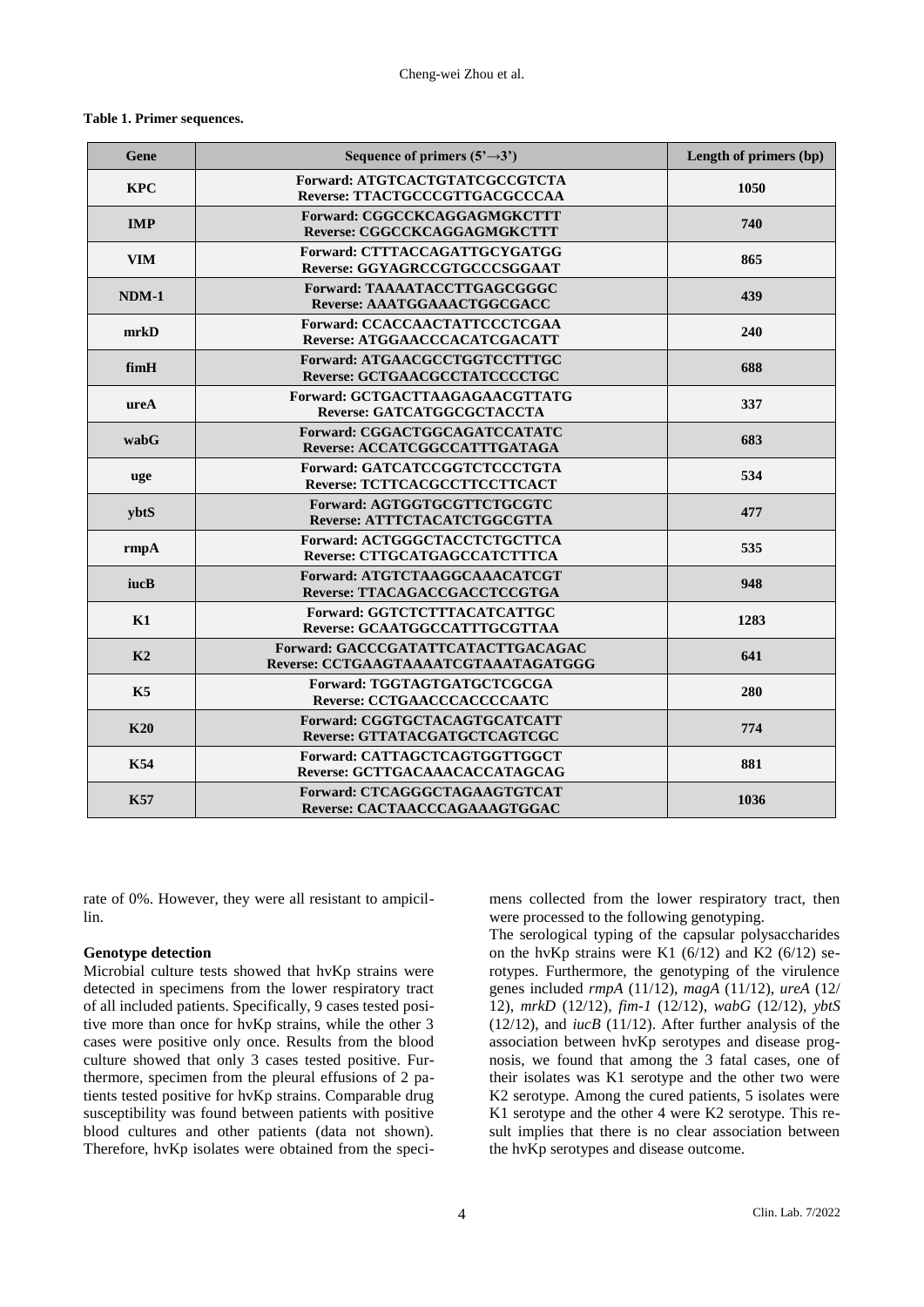**Table 1. Primer sequences.**

| Gene | Sequence of primers (5'→3') | Length of primers (bp) |
|---|---|---|
| KPC | Forward: ATGTCACTGTATCGCCGTCTA<br>Reverse: TTACTGCCCGTTGACGCCCAA | 1050 |
| IMP | Forward: CGGCCKCAGGAGMGKCTTT<br>Reverse: CGGCCKCAGGAGMGKCTTT | 740 |
| VIM | Forward: CTTTACCAGATTGCYGATGG<br>Reverse: GGYAGRCCGTGCCCSGGAAT | 865 |
| NDM-1 | Forward: TAAAATACCTTGAGCGGGC<br>Reverse: AAATGGAAACTGGCGACC | 439 |
| mrkD | Forward: CCACCAACTATTCCCTCGAA<br>Reverse: ATGGAACCCACATCGACATT | 240 |
| fimH | Forward: ATGAACGCCTGGTCCTTTGC<br>Reverse: GCTGAACGCCTATCCCCTGC | 688 |
| ureA | Forward: GCTGACTTAAGAGAACGTTATG<br>Reverse: GATCATGGCGCTACCTA | 337 |
| wabG | Forward: CGGACTGGCAGATCCATATC<br>Reverse: ACCATCGGCCATTTGATAGA | 683 |
| uge | Forward: GATCATCCGGTCTCCCTGTA<br>Reverse: TCTTCACGCCTTCCTTCACT | 534 |
| ybtS | Forward: AGTGGTGCGTTCTGCGTC<br>Reverse: ATTTCTACATCTGGCGTTA | 477 |
| rmpA | Forward: ACTGGGCTACCTCTGCTTCA<br>Reverse: CTTGCATGAGCCATCTTTCA | 535 |
| iucB | Forward: ATGTCTAAGGCAAACATCGT<br>Reverse: TTACAGACCGACCTCCGTGA | 948 |
| K1 | Forward: GGTCTCTTTACATCATTGC<br>Reverse: GCAATGGCCATTTGCGTTAA | 1283 |
| K2 | Forward: GACCCGATATTCATACTTGACAGAC<br>Reverse: CCTGAAGTAAAATCGTAAATAGATGGG | 641 |
| K5 | Forward: TGGTAGTGATGCTCGCGA<br>Reverse: CCTGAACCCACCCCAATC | 280 |
| K20 | Forward: CGGTGCTACAGTGCATCATT<br>Reverse: GTTATACGATGCTCAGTCGC | 774 |
| K54 | Forward: CATTAGCTCAGTGGTTGGCT<br>Reverse: GCTTGACAAACACCATAGCAG | 881 |
| K57 | Forward: CTCAGGGCTAGAAGTGTCAT<br>Reverse: CACTAACCCAGAAAGTGGAC | 1036 |

rate of 0%. However, they were all resistant to ampicillin.

**Genotype detection**

Microbial culture tests showed that hvKp strains were detected in specimens from the lower respiratory tract of all included patients. Specifically, 9 cases tested positive more than once for hvKp strains, while the other 3 cases were positive only once. Results from the blood culture showed that only 3 cases tested positive. Furthermore, specimen from the pleural effusions of 2 patients tested positive for hvKp strains. Comparable drug susceptibility was found between patients with positive blood cultures and other patients (data not shown). Therefore, hvKp isolates were obtained from the specimens collected from the lower respiratory tract, then were processed to the following genotyping.

The serological typing of the capsular polysaccharides on the hvKp strains were K1 (6/12) and K2 (6/12) serotypes. Furthermore, the genotyping of the virulence genes included *rmpA* (11/12), *magA* (11/12), *ureA* (12/12), *mrkD* (12/12), *fim-1* (12/12), *wabG* (12/12), *ybtS* (12/12), and *iucB* (11/12). After further analysis of the association between hvKp serotypes and disease prognosis, we found that among the 3 fatal cases, one of their isolates was K1 serotype and the other two were K2 serotype. Among the cured patients, 5 isolates were K1 serotype and the other 4 were K2 serotype. This result implies that there is no clear association between the hvKp serotypes and disease outcome.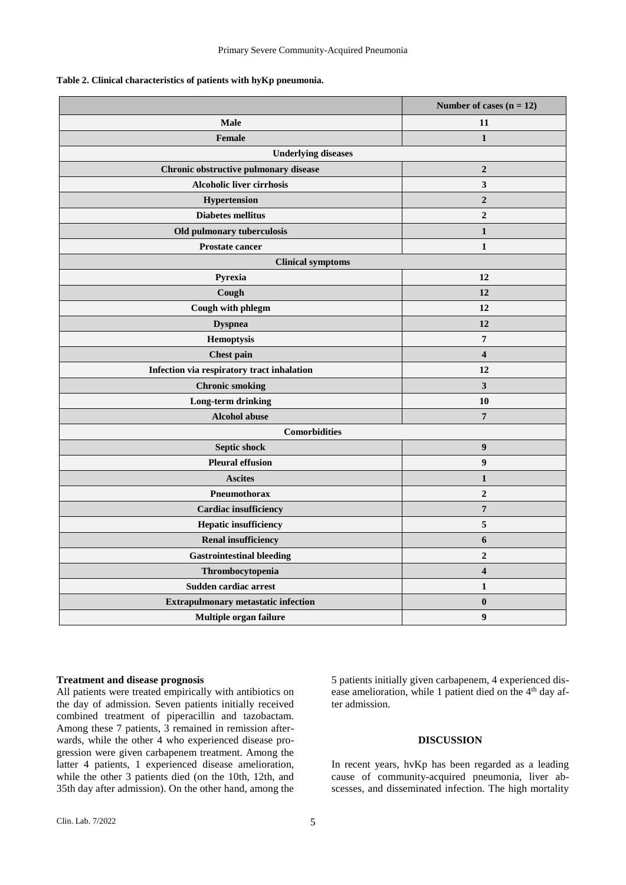**Table 2. Clinical characteristics of patients with hyKp pneumonia.**

| | Number of cases (n = 12) |
|---|---|
| Male | 11 |
| Female | 1 |
| **Underlying diseases** | |
| Chronic obstructive pulmonary disease | 2 |
| Alcoholic liver cirrhosis | 3 |
| Hypertension | 2 |
| Diabetes mellitus | 2 |
| Old pulmonary tuberculosis | 1 |
| Prostate cancer | 1 |
| **Clinical symptoms** | |
| Pyrexia | 12 |
| Cough | 12 |
| Cough with phlegm | 12 |
| Dyspnea | 12 |
| Hemoptysis | 7 |
| Chest pain | 4 |
| Infection via respiratory tract inhalation | 12 |
| Chronic smoking | 3 |
| Long-term drinking | 10 |
| Alcohol abuse | 7 |
| **Comorbidities** | |
| Septic shock | 9 |
| Pleural effusion | 9 |
| Ascites | 1 |
| Pneumothorax | 2 |
| Cardiac insufficiency | 7 |
| Hepatic insufficiency | 5 |
| Renal insufficiency | 6 |
| Gastrointestinal bleeding | 2 |
| Thrombocytopenia | 4 |
| Sudden cardiac arrest | 1 |
| Extrapulmonary metastatic infection | 0 |
| Multiple organ failure | 9 |

**Treatment and disease prognosis**

All patients were treated empirically with antibiotics on the day of admission. Seven patients initially received combined treatment of piperacillin and tazobactam. Among these 7 patients, 3 remained in remission afterwards, while the other 4 who experienced disease progression were given carbapenem treatment. Among the latter 4 patients, 1 experienced disease amelioration, while the other 3 patients died (on the 10th, 12th, and 35th day after admission). On the other hand, among the 5 patients initially given carbapenem, 4 experienced disease amelioration, while 1 patient died on the 4th day after admission.

## DISCUSSION

In recent years, hvKp has been regarded as a leading cause of community-acquired pneumonia, liver abscesses, and disseminated infection. The high mortality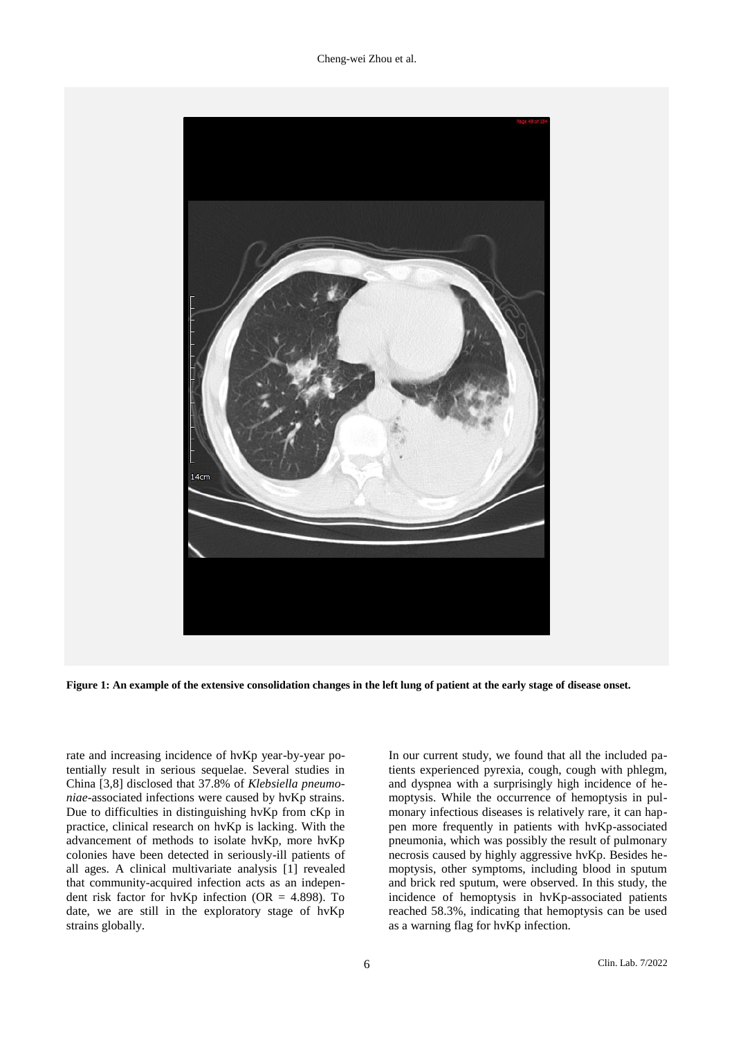**Figure 1: An example of the extensive consolidation changes in the left lung of patient at the early stage of disease onset.**

rate and increasing incidence of hvKp year-by-year potentially result in serious sequelae. Several studies in China [3,8] disclosed that 37.8% of *Klebsiella pneumoniae*-associated infections were caused by hvKp strains. Due to difficulties in distinguishing hvKp from cKp in practice, clinical research on hvKp is lacking. With the advancement of methods to isolate hvKp, more hvKp colonies have been detected in seriously-ill patients of all ages. A clinical multivariate analysis [1] revealed that community-acquired infection acts as an independent risk factor for hvKp infection (OR = 4.898). To date, we are still in the exploratory stage of hvKp strains globally.

In our current study, we found that all the included patients experienced pyrexia, cough, cough with phlegm, and dyspnea with a surprisingly high incidence of hemoptysis. While the occurrence of hemoptysis in pulmonary infectious diseases is relatively rare, it can happen more frequently in patients with hvKp-associated pneumonia, which was possibly the result of pulmonary necrosis caused by highly aggressive hvKp. Besides hemoptysis, other symptoms, including blood in sputum and brick red sputum, were observed. In this study, the incidence of hemoptysis in hvKp-associated patients reached 58.3%, indicating that hemoptysis can be used as a warning flag for hvKp infection.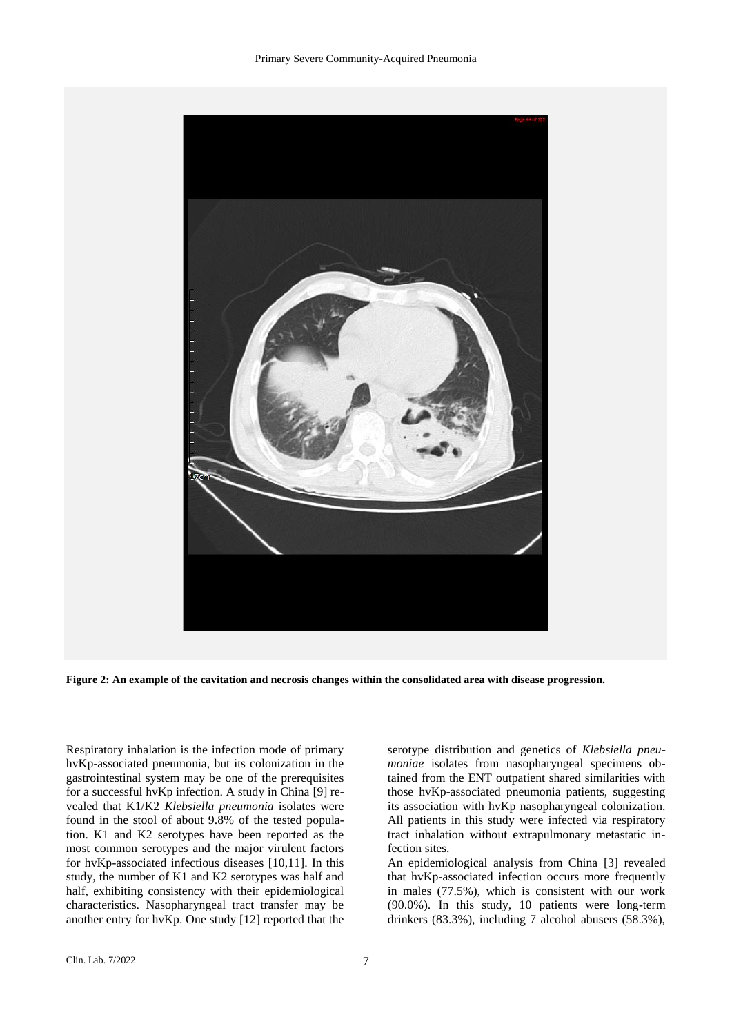**Figure 2: An example of the cavitation and necrosis changes within the consolidated area with disease progression.**

Respiratory inhalation is the infection mode of primary hvKp-associated pneumonia, but its colonization in the gastrointestinal system may be one of the prerequisites for a successful hvKp infection. A study in China [9] revealed that K1/K2 *Klebsiella pneumonia* isolates were found in the stool of about 9.8% of the tested population. K1 and K2 serotypes have been reported as the most common serotypes and the major virulent factors for hvKp-associated infectious diseases [10,11]. In this study, the number of K1 and K2 serotypes was half and half, exhibiting consistency with their epidemiological characteristics. Nasopharyngeal tract transfer may be another entry for hvKp. One study [12] reported that the serotype distribution and genetics of *Klebsiella pneumoniae* isolates from nasopharyngeal specimens obtained from the ENT outpatient shared similarities with those hvKp-associated pneumonia patients, suggesting its association with hvKp nasopharyngeal colonization. All patients in this study were infected via respiratory tract inhalation without extrapulmonary metastatic infection sites.

An epidemiological analysis from China [3] revealed that hvKp-associated infection occurs more frequently in males (77.5%), which is consistent with our work (90.0%). In this study, 10 patients were long-term drinkers (83.3%), including 7 alcohol abusers (58.3%),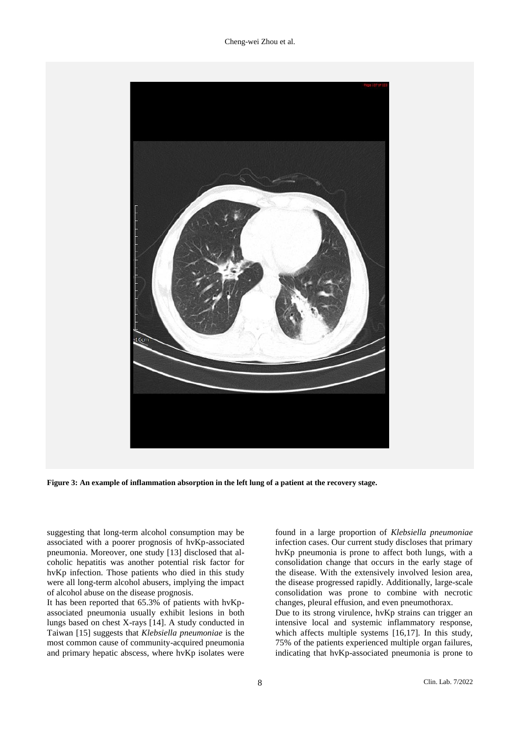Figure 3: An example of inflammation absorption in the left lung of a patient at the recovery stage.

suggesting that long-term alcohol consumption may be associated with a poorer prognosis of hvKp-associated pneumonia. Moreover, one study [13] disclosed that alcoholic hepatitis was another potential risk factor for hvKp infection. Those patients who died in this study were all long-term alcohol abusers, implying the impact of alcohol abuse on the disease prognosis.

It has been reported that 65.3% of patients with hvKp-associated pneumonia usually exhibit lesions in both lungs based on chest X-rays [14]. A study conducted in Taiwan [15] suggests that *Klebsiella pneumoniae* is the most common cause of community-acquired pneumonia and primary hepatic abscess, where hvKp isolates were found in a large proportion of *Klebsiella pneumoniae* infection cases. Our current study discloses that primary hvKp pneumonia is prone to affect both lungs, with a consolidation change that occurs in the early stage of the disease. With the extensively involved lesion area, the disease progressed rapidly. Additionally, large-scale consolidation was prone to combine with necrotic changes, pleural effusion, and even pneumothorax.

Due to its strong virulence, hvKp strains can trigger an intensive local and systemic inflammatory response, which affects multiple systems [16,17]. In this study, 75% of the patients experienced multiple organ failures, indicating that hvKp-associated pneumonia is prone to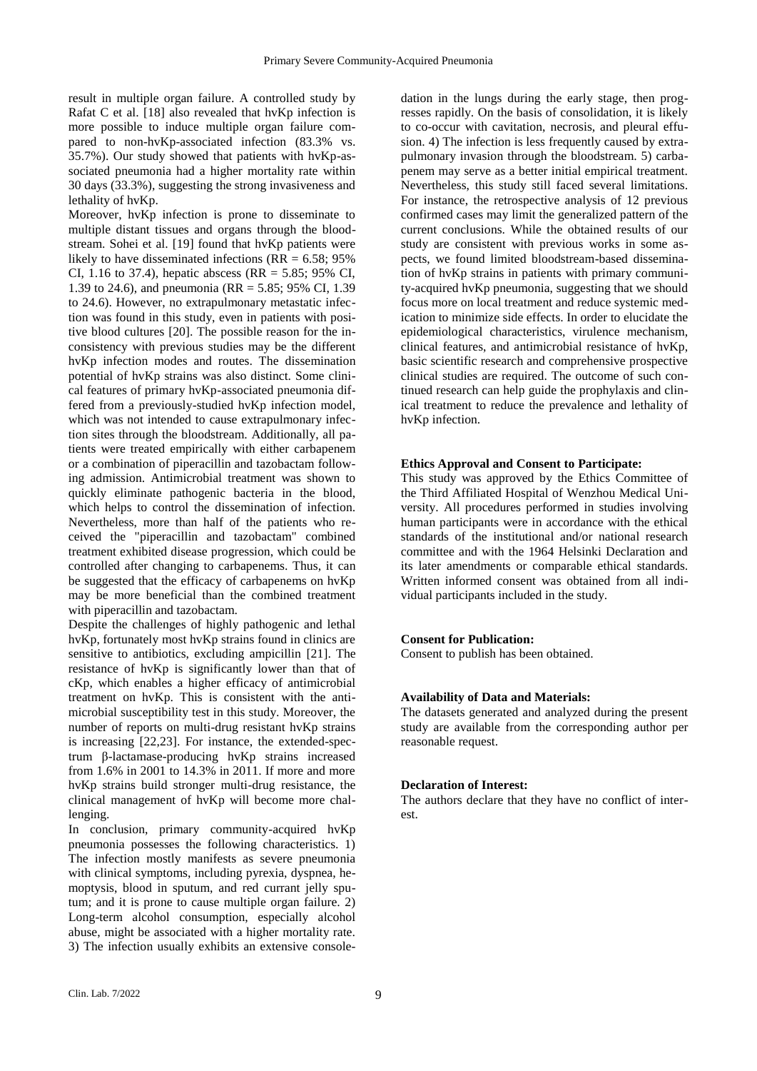result in multiple organ failure. A controlled study by Rafat C et al. [18] also revealed that hvKp infection is more possible to induce multiple organ failure compared to non-hvKp-associated infection (83.3% vs. 35.7%). Our study showed that patients with hvKp-associated pneumonia had a higher mortality rate within 30 days (33.3%), suggesting the strong invasiveness and lethality of hvKp.

Moreover, hvKp infection is prone to disseminate to multiple distant tissues and organs through the bloodstream. Sohei et al. [19] found that hvKp patients were likely to have disseminated infections (RR = 6.58; 95% CI, 1.16 to 37.4), hepatic abscess (RR = 5.85; 95% CI, 1.39 to 24.6), and pneumonia (RR = 5.85; 95% CI, 1.39 to 24.6). However, no extrapulmonary metastatic infection was found in this study, even in patients with positive blood cultures [20]. The possible reason for the inconsistency with previous studies may be the different hvKp infection modes and routes. The dissemination potential of hvKp strains was also distinct. Some clinical features of primary hvKp-associated pneumonia differed from a previously-studied hvKp infection model, which was not intended to cause extrapulmonary infection sites through the bloodstream. Additionally, all patients were treated empirically with either carbapenem or a combination of piperacillin and tazobactam following admission. Antimicrobial treatment was shown to quickly eliminate pathogenic bacteria in the blood, which helps to control the dissemination of infection. Nevertheless, more than half of the patients who received the "piperacillin and tazobactam" combined treatment exhibited disease progression, which could be controlled after changing to carbapenems. Thus, it can be suggested that the efficacy of carbapenems on hvKp may be more beneficial than the combined treatment with piperacillin and tazobactam.

Despite the challenges of highly pathogenic and lethal hvKp, fortunately most hvKp strains found in clinics are sensitive to antibiotics, excluding ampicillin [21]. The resistance of hvKp is significantly lower than that of cKp, which enables a higher efficacy of antimicrobial treatment on hvKp. This is consistent with the antimicrobial susceptibility test in this study. Moreover, the number of reports on multi-drug resistant hvKp strains is increasing [22,23]. For instance, the extended-spectrum β-lactamase-producing hvKp strains increased from 1.6% in 2001 to 14.3% in 2011. If more and more hvKp strains build stronger multi-drug resistance, the clinical management of hvKp will become more challenging.

In conclusion, primary community-acquired hvKp pneumonia possesses the following characteristics. 1) The infection mostly manifests as severe pneumonia with clinical symptoms, including pyrexia, dyspnea, hemoptysis, blood in sputum, and red currant jelly sputum; and it is prone to cause multiple organ failure. 2) Long-term alcohol consumption, especially alcohol abuse, might be associated with a higher mortality rate. 3) The infection usually exhibits an extensive consolidation in the lungs during the early stage, then progresses rapidly. On the basis of consolidation, it is likely to co-occur with cavitation, necrosis, and pleural effusion. 4) The infection is less frequently caused by extrapulmonary invasion through the bloodstream. 5) carbapenem may serve as a better initial empirical treatment. Nevertheless, this study still faced several limitations. For instance, the retrospective analysis of 12 previous confirmed cases may limit the generalized pattern of the current conclusions. While the obtained results of our study are consistent with previous works in some aspects, we found limited bloodstream-based dissemination of hvKp strains in patients with primary community-acquired hvKp pneumonia, suggesting that we should focus more on local treatment and reduce systemic medication to minimize side effects. In order to elucidate the epidemiological characteristics, virulence mechanism, clinical features, and antimicrobial resistance of hvKp, basic scientific research and comprehensive prospective clinical studies are required. The outcome of such continued research can help guide the prophylaxis and clinical treatment to reduce the prevalence and lethality of hvKp infection.

**Ethics Approval and Consent to Participate:**

This study was approved by the Ethics Committee of the Third Affiliated Hospital of Wenzhou Medical University. All procedures performed in studies involving human participants were in accordance with the ethical standards of the institutional and/or national research committee and with the 1964 Helsinki Declaration and its later amendments or comparable ethical standards. Written informed consent was obtained from all individual participants included in the study.

**Consent for Publication:**

Consent to publish has been obtained.

**Availability of Data and Materials:**

The datasets generated and analyzed during the present study are available from the corresponding author per reasonable request.

**Declaration of Interest:**

The authors declare that they have no conflict of interest.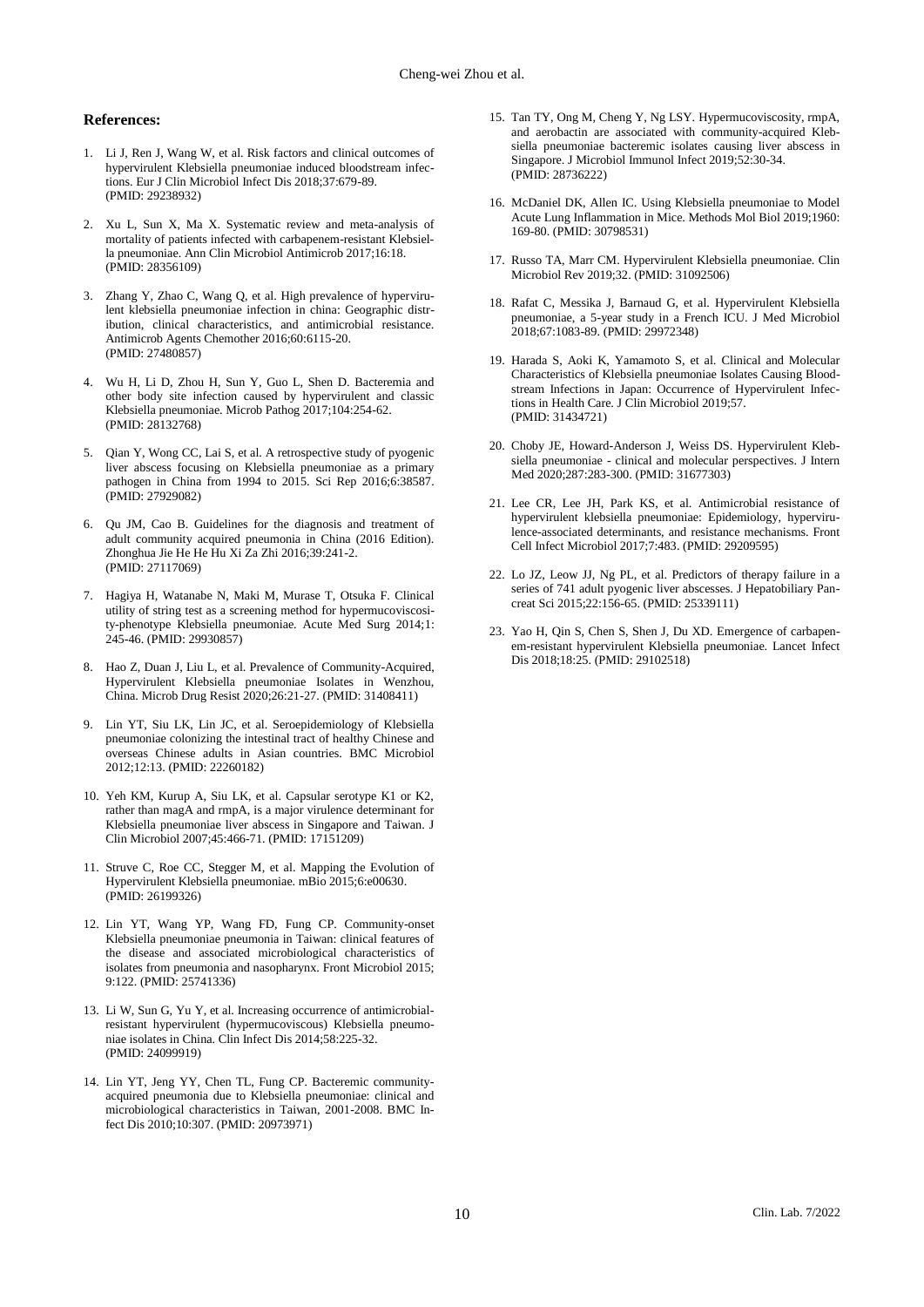**References:**

1. Li J, Ren J, Wang W, et al. Risk factors and clinical outcomes of hypervirulent Klebsiella pneumoniae induced bloodstream infections. Eur J Clin Microbiol Infect Dis 2018;37:679-89. (PMID: 29238932)

2. Xu L, Sun X, Ma X. Systematic review and meta-analysis of mortality of patients infected with carbapenem-resistant Klebsiella pneumoniae. Ann Clin Microbiol Antimicrob 2017;16:18. (PMID: 28356109)

3. Zhang Y, Zhao C, Wang Q, et al. High prevalence of hypervirulent klebsiella pneumoniae infection in china: Geographic distribution, clinical characteristics, and antimicrobial resistance. Antimicrob Agents Chemother 2016;60:6115-20. (PMID: 27480857)

4. Wu H, Li D, Zhou H, Sun Y, Guo L, Shen D. Bacteremia and other body site infection caused by hypervirulent and classic Klebsiella pneumoniae. Microb Pathog 2017;104:254-62. (PMID: 28132768)

5. Qian Y, Wong CC, Lai S, et al. A retrospective study of pyogenic liver abscess focusing on Klebsiella pneumoniae as a primary pathogen in China from 1994 to 2015. Sci Rep 2016;6:38587. (PMID: 27929082)

6. Qu JM, Cao B. Guidelines for the diagnosis and treatment of adult community acquired pneumonia in China (2016 Edition). Zhonghua Jie He He Hu Xi Za Zhi 2016;39:241-2. (PMID: 27117069)

7. Hagiya H, Watanabe N, Maki M, Murase T, Otsuka F. Clinical utility of string test as a screening method for hypermucoviscosity-phenotype Klebsiella pneumoniae. Acute Med Surg 2014;1: 245-46. (PMID: 29930857)

8. Hao Z, Duan J, Liu L, et al. Prevalence of Community-Acquired, Hypervirulent Klebsiella pneumoniae Isolates in Wenzhou, China. Microb Drug Resist 2020;26:21-27. (PMID: 31408411)

9. Lin YT, Siu LK, Lin JC, et al. Seroepidemiology of Klebsiella pneumoniae colonizing the intestinal tract of healthy Chinese and overseas Chinese adults in Asian countries. BMC Microbiol 2012;12:13. (PMID: 22260182)

10. Yeh KM, Kurup A, Siu LK, et al. Capsular serotype K1 or K2, rather than magA and rmpA, is a major virulence determinant for Klebsiella pneumoniae liver abscess in Singapore and Taiwan. J Clin Microbiol 2007;45:466-71. (PMID: 17151209)

11. Struve C, Roe CC, Stegger M, et al. Mapping the Evolution of Hypervirulent Klebsiella pneumoniae. mBio 2015;6:e00630. (PMID: 26199326)

12. Lin YT, Wang YP, Wang FD, Fung CP. Community-onset Klebsiella pneumoniae pneumonia in Taiwan: clinical features of the disease and associated microbiological characteristics of isolates from pneumonia and nasopharynx. Front Microbiol 2015; 9:122. (PMID: 25741336)

13. Li W, Sun G, Yu Y, et al. Increasing occurrence of antimicrobial-resistant hypervirulent (hypermucoviscous) Klebsiella pneumoniae isolates in China. Clin Infect Dis 2014;58:225-32. (PMID: 24099919)

14. Lin YT, Jeng YY, Chen TL, Fung CP. Bacteremic community-acquired pneumonia due to Klebsiella pneumoniae: clinical and microbiological characteristics in Taiwan, 2001-2008. BMC Infect Dis 2010;10:307. (PMID: 20973971)

15. Tan TY, Ong M, Cheng Y, Ng LSY. Hypermucoviscosity, rmpA, and aerobactin are associated with community-acquired Klebsiella pneumoniae bacteremic isolates causing liver abscess in Singapore. J Microbiol Immunol Infect 2019;52:30-34. (PMID: 28736222)

16. McDaniel DK, Allen IC. Using Klebsiella pneumoniae to Model Acute Lung Inflammation in Mice. Methods Mol Biol 2019;1960: 169-80. (PMID: 30798531)

17. Russo TA, Marr CM. Hypervirulent Klebsiella pneumoniae. Clin Microbiol Rev 2019;32. (PMID: 31092506)

18. Rafat C, Messika J, Barnaud G, et al. Hypervirulent Klebsiella pneumoniae, a 5-year study in a French ICU. J Med Microbiol 2018;67:1083-89. (PMID: 29972348)

19. Harada S, Aoki K, Yamamoto S, et al. Clinical and Molecular Characteristics of Klebsiella pneumoniae Isolates Causing Bloodstream Infections in Japan: Occurrence of Hypervirulent Infections in Health Care. J Clin Microbiol 2019;57. (PMID: 31434721)

20. Choby JE, Howard-Anderson J, Weiss DS. Hypervirulent Klebsiella pneumoniae - clinical and molecular perspectives. J Intern Med 2020;287:283-300. (PMID: 31677303)

21. Lee CR, Lee JH, Park KS, et al. Antimicrobial resistance of hypervirulent klebsiella pneumoniae: Epidemiology, hypervirulence-associated determinants, and resistance mechanisms. Front Cell Infect Microbiol 2017;7:483. (PMID: 29209595)

22. Lo JZ, Leow JJ, Ng PL, et al. Predictors of therapy failure in a series of 741 adult pyogenic liver abscesses. J Hepatobiliary Pancreat Sci 2015;22:156-65. (PMID: 25339111)

23. Yao H, Qin S, Chen S, Shen J, Du XD. Emergence of carbapenem-resistant hypervirulent Klebsiella pneumoniae. Lancet Infect Dis 2018;18:25. (PMID: 29102518)